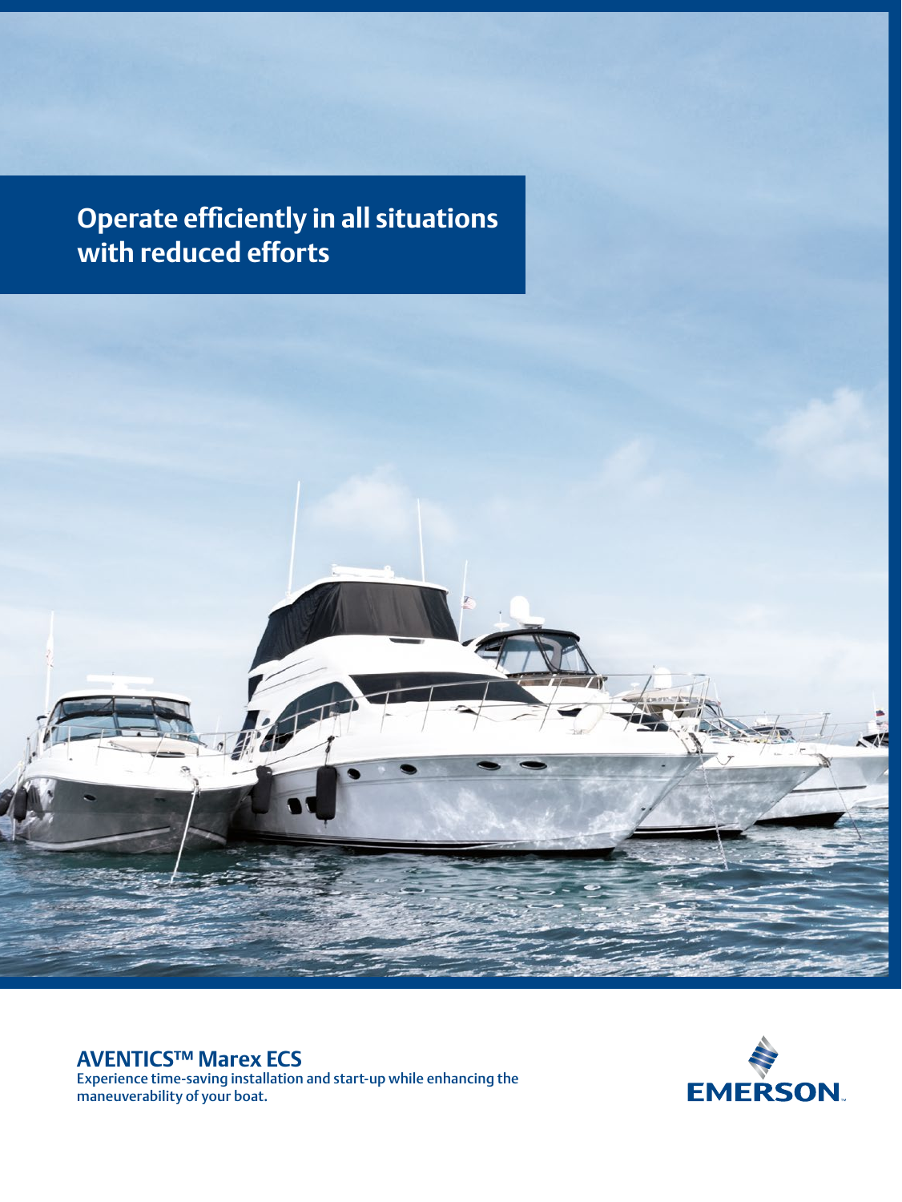# Operate efficiently in all situations with reduced efforts

## AVENTICS™ Marex ECS

Experience time-saving installation and start-up while enhancing the maneuverability of your boat.

EMERSON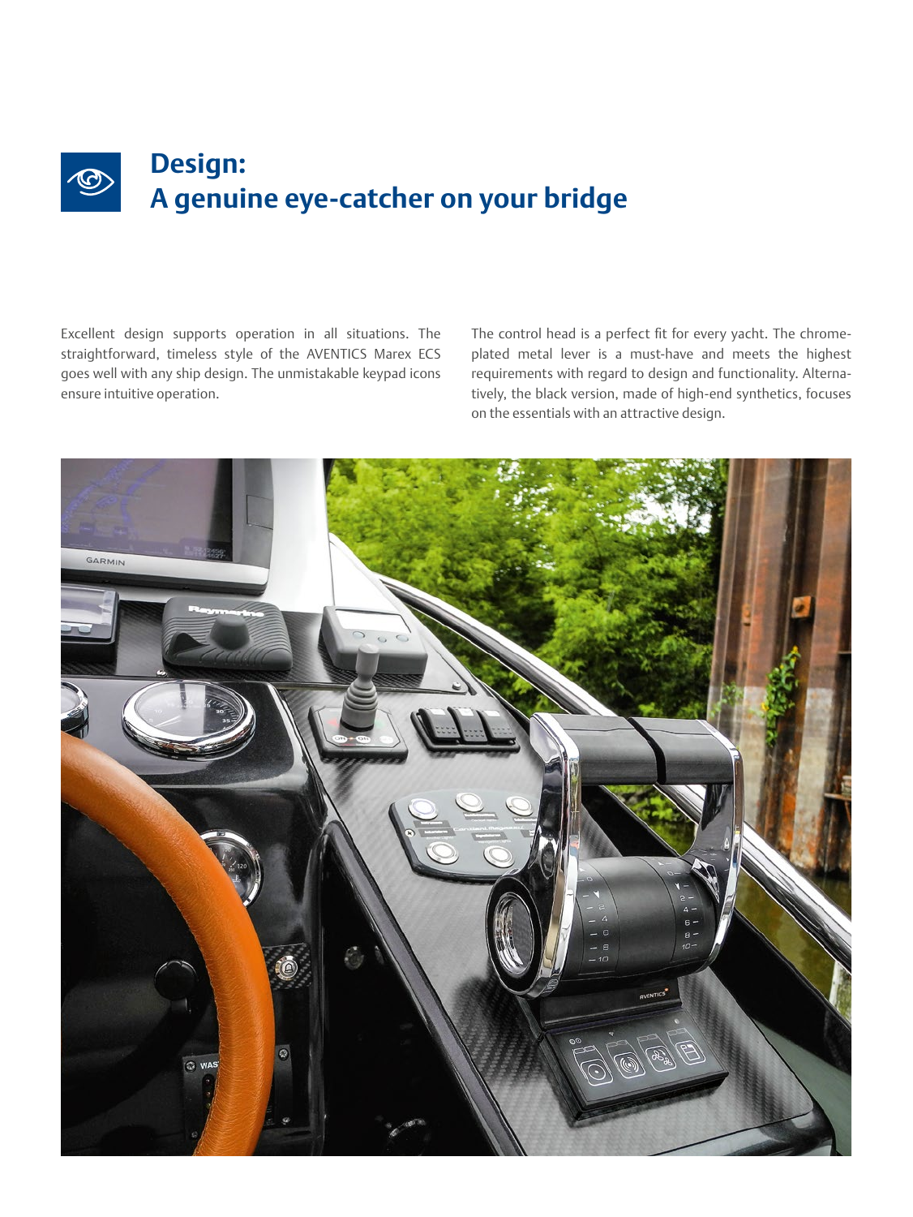# Design: A genuine eye-catcher on your bridge

Excellent design supports operation in all situations. The straightforward, timeless style of the AVENTICS Marex ECS goes well with any ship design. The unmistakable keypad icons ensure intuitive operation.

The control head is a perfect fit for every yacht. The chrome-plated metal lever is a must-have and meets the highest requirements with regard to design and functionality. Alternatively, the black version, made of high-end synthetics, focuses on the essentials with an attractive design.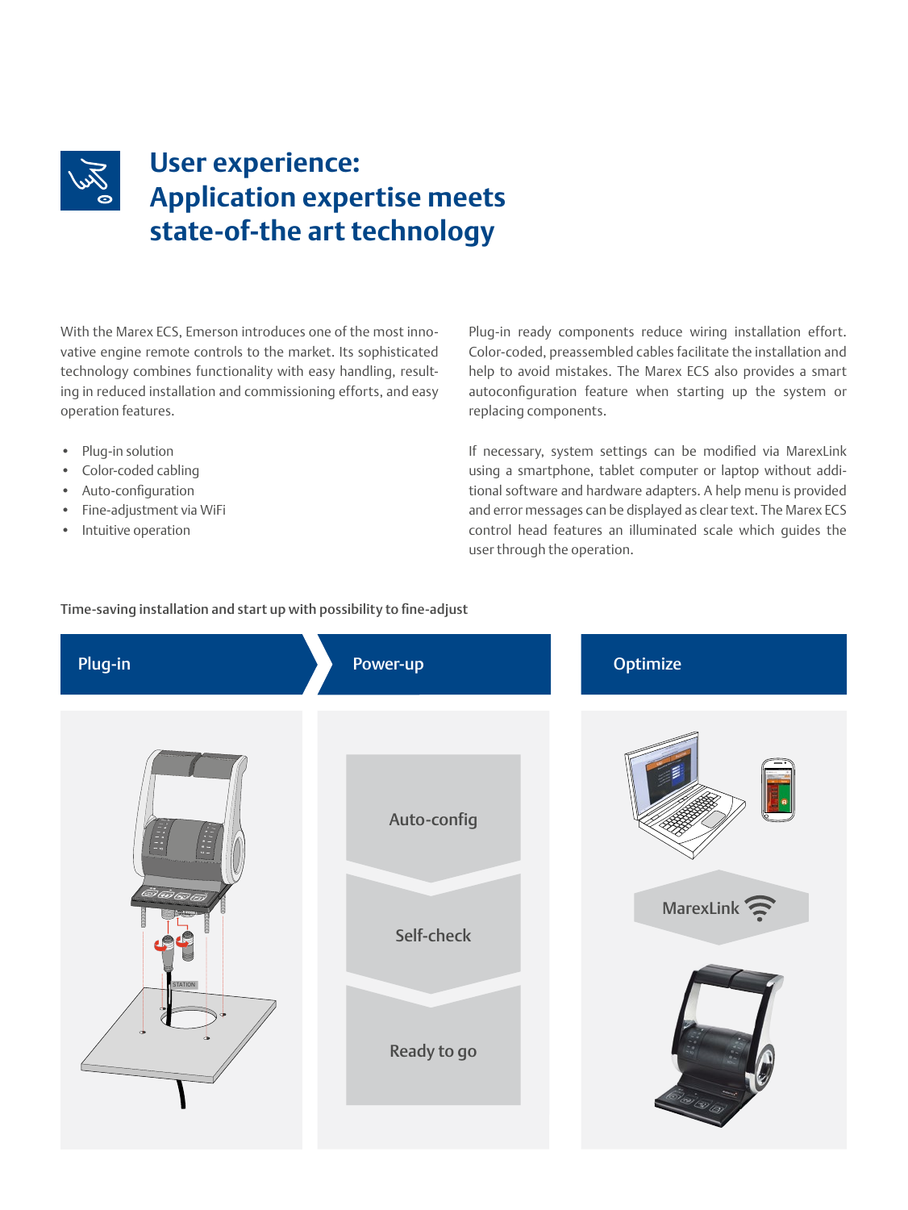# User experience: Application expertise meets state-of-the art technology

With the Marex ECS, Emerson introduces one of the most innovative engine remote controls to the market. Its sophisticated technology combines functionality with easy handling, resulting in reduced installation and commissioning efforts, and easy operation features.

- Plug-in solution
- Color-coded cabling
- Auto-configuration
- Fine-adjustment via WiFi
- Intuitive operation

Plug-in ready components reduce wiring installation effort. Color-coded, preassembled cables facilitate the installation and help to avoid mistakes. The Marex ECS also provides a smart autoconfiguration feature when starting up the system or replacing components.

If necessary, system settings can be modified via MarexLink using a smartphone, tablet computer or laptop without additional software and hardware adapters. A help menu is provided and error messages can be displayed as clear text. The Marex ECS control head features an illuminated scale which guides the user through the operation.

**Time-saving installation and start up with possibility to fine-adjust**

Plug-in

STATION

Power-up

Auto-config

Self-check

Ready to go

Optimize

MarexLink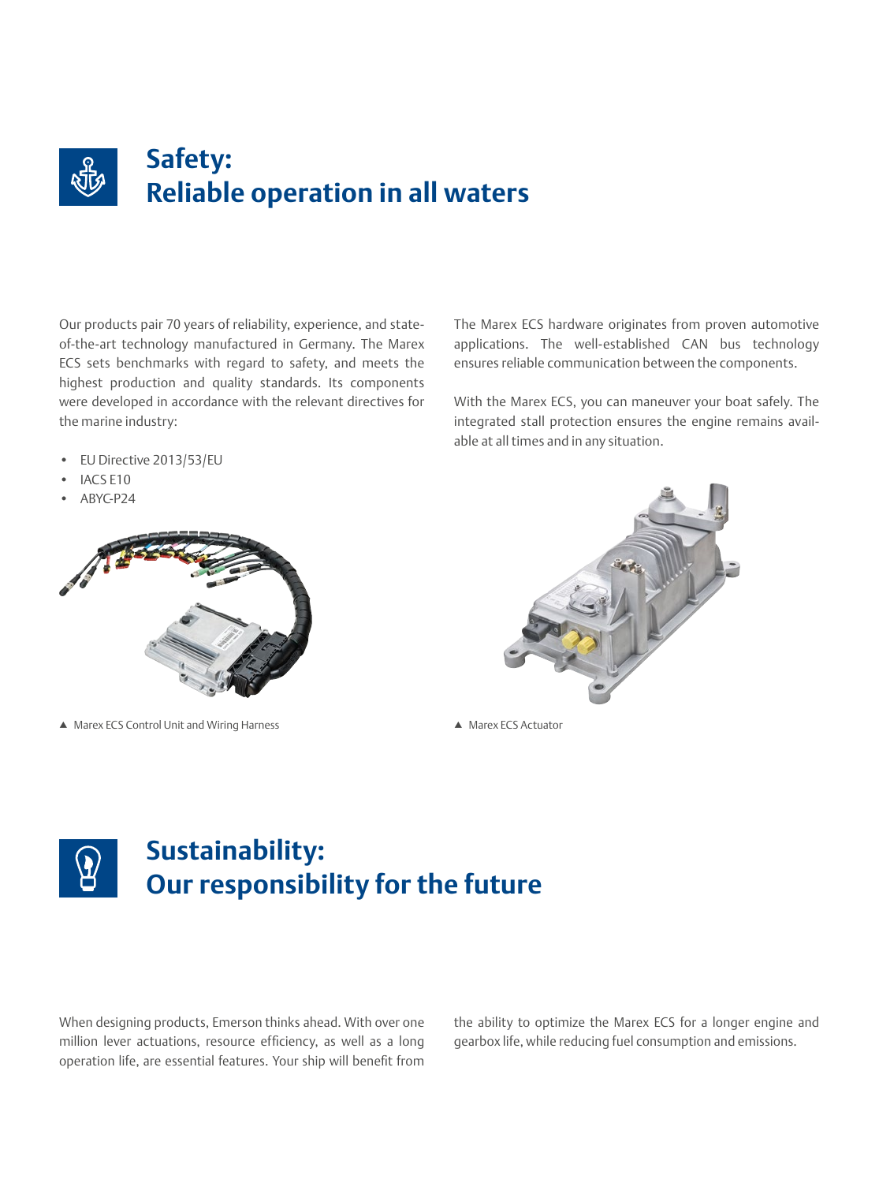## Safety: Reliable operation in all waters

Our products pair 70 years of reliability, experience, and state-of-the-art technology manufactured in Germany. The Marex ECS sets benchmarks with regard to safety, and meets the highest production and quality standards. Its components were developed in accordance with the relevant directives for the marine industry:

- EU Directive 2013/53/EU
- IACS E10
- ABYC-P24

The Marex ECS hardware originates from proven automotive applications. The well-established CAN bus technology ensures reliable communication between the components.

With the Marex ECS, you can maneuver your boat safely. The integrated stall protection ensures the engine remains available at all times and in any situation.

▲ Marex ECS Control Unit and Wiring Harness

▲ Marex ECS Actuator

## Sustainability: Our responsibility for the future

When designing products, Emerson thinks ahead. With over one million lever actuations, resource efficiency, as well as a long operation life, are essential features. Your ship will benefit from the ability to optimize the Marex ECS for a longer engine and gearbox life, while reducing fuel consumption and emissions.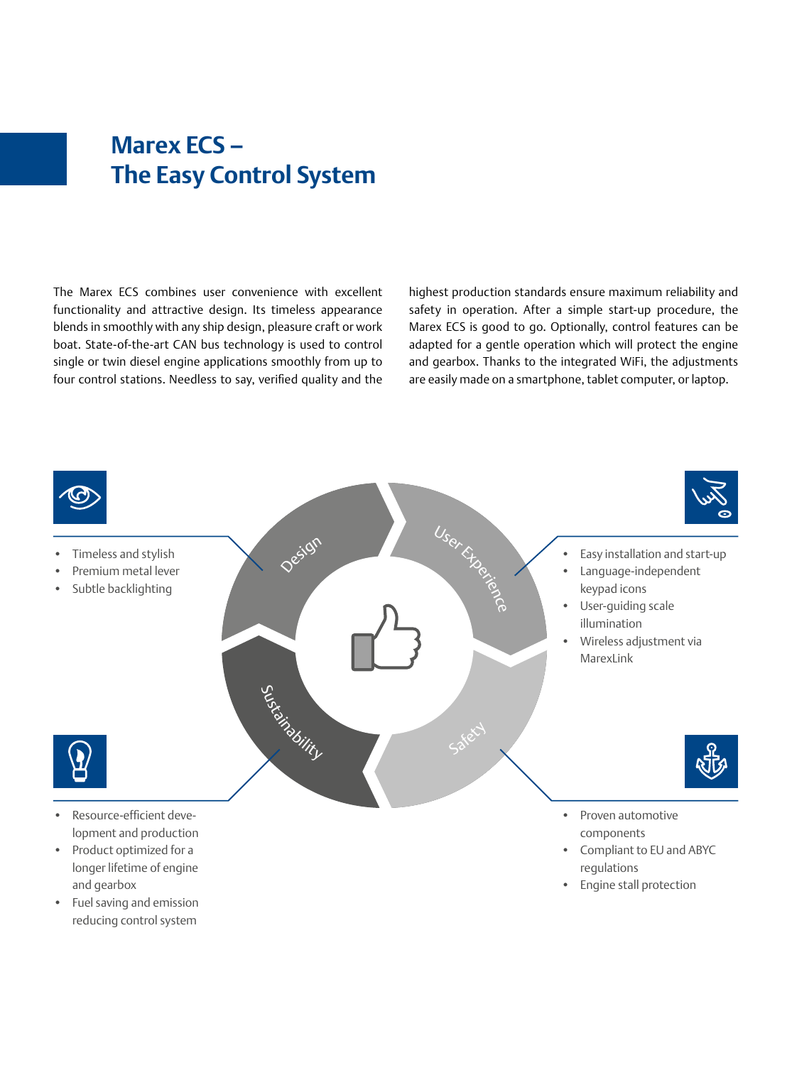# Marex ECS – The Easy Control System

The Marex ECS combines user convenience with excellent functionality and attractive design. Its timeless appearance blends in smoothly with any ship design, pleasure craft or work boat. State-of-the-art CAN bus technology is used to control single or twin diesel engine applications smoothly from up to four control stations. Needless to say, verified quality and the highest production standards ensure maximum reliability and safety in operation. After a simple start-up procedure, the Marex ECS is good to go. Optionally, control features can be adapted for a gentle operation which will protect the engine and gearbox. Thanks to the integrated WiFi, the adjustments are easily made on a smartphone, tablet computer, or laptop.

Design

- Timeless and stylish
- Premium metal lever
- Subtle backlighting

User Experience

- Easy installation and start-up
- Language-independent keypad icons
- User-guiding scale illumination
- Wireless adjustment via MarexLink

Sustainability

- Resource-efficient development and production
- Product optimized for a longer lifetime of engine and gearbox
- Fuel saving and emission reducing control system

Safety

- Proven automotive components
- Compliant to EU and ABYC regulations
- Engine stall protection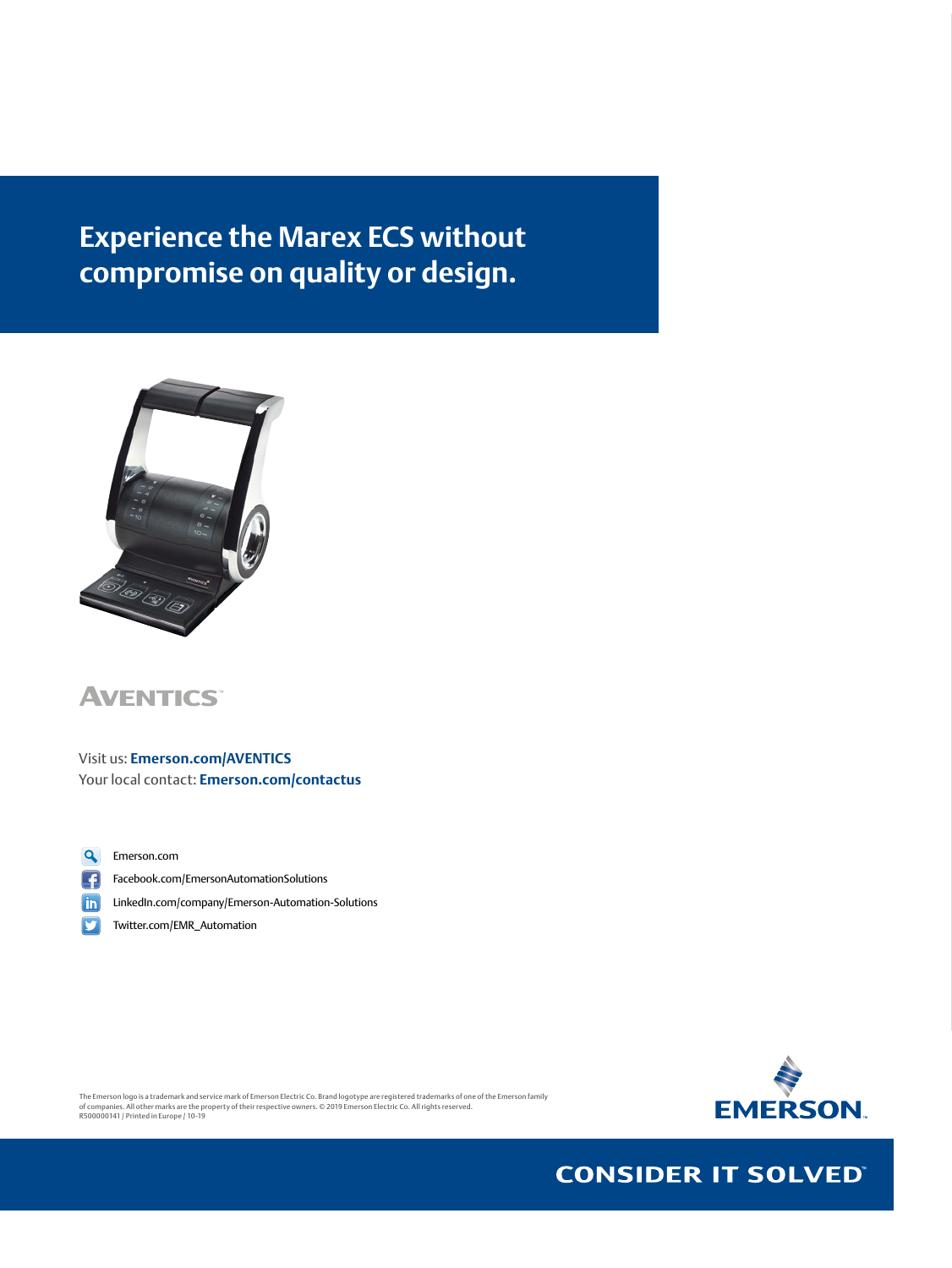# Experience the Marex ECS without compromise on quality or design.

AVENTICS

Visit us: **Emerson.com/AVENTICS**
Your local contact: **Emerson.com/contactus**

Emerson.com
Facebook.com/EmersonAutomationSolutions
LinkedIn.com/company/Emerson-Automation-Solutions
Twitter.com/EMR_Automation

The Emerson logo is a trademark and service mark of Emerson Electric Co. Brand logotype are registered trademarks of one of the Emerson family of companies. All other marks are the property of their respective owners. © 2019 Emerson Electric Co. All rights reserved.
R500000141 / Printed in Europe / 10-19

EMERSON.

CONSIDER IT SOLVED™